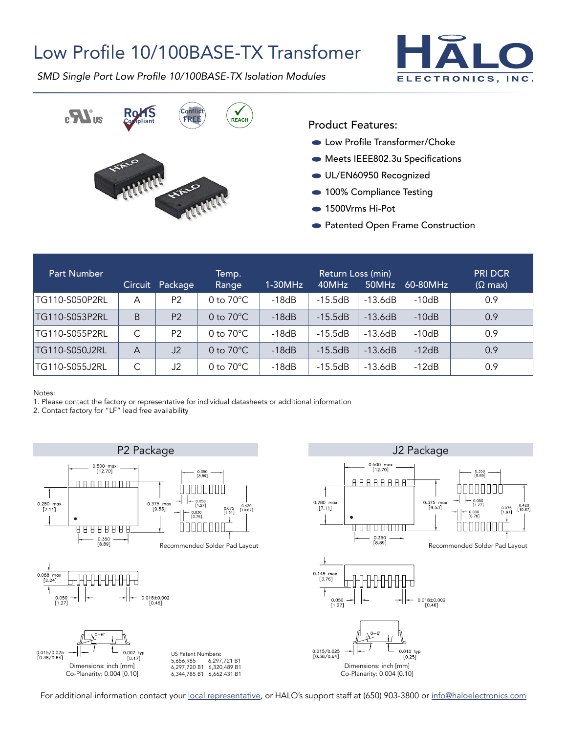# Low Profile 10/100BASE-TX Transfomer

*SMD Single Port Low Profile 10/100BASE-TX Isolation Modules*

## Product Features:

- Low Profile Transformer/Choke
- Meets IEEE802.3u Specifications
- UL/EN60950 Recognized
- 100% Compliance Testing
- 1500Vrms Hi-Pot
- Patented Open Frame Construction

| Part Number | Circuit | Package | Temp. Range | Return Loss (min) 1-30MHz | 40MHz | 50MHz | 60-80MHz | PRI DCR (Ω max) |
|---|---|---|---|---|---|---|---|---|
| TG110-S050P2RL | A | P2 | 0 to 70°C | -18dB | -15.5dB | -13.6dB | -10dB | 0.9 |
| TG110-S053P2RL | B | P2 | 0 to 70°C | -18dB | -15.5dB | -13.6dB | -10dB | 0.9 |
| TG110-S055P2RL | C | P2 | 0 to 70°C | -18dB | -15.5dB | -13.6dB | -10dB | 0.9 |
| TG110-S050J2RL | A | J2 | 0 to 70°C | -18dB | -15.5dB | -13.6dB | -12dB | 0.9 |
| TG110-S055J2RL | C | J2 | 0 to 70°C | -18dB | -15.5dB | -13.6dB | -12dB | 0.9 |

Notes:
1. Please contact the factory or representative for individual datasheets or additional information
2. Contact factory for "LF" lead free availability

## P2 Package

0.500 max [12.70]
0.280 max [7.11]
0.375 max [9.53]
0.350 [8.89]
0.350 [8.89]
0.050 [1.27]
0.030 [0.76]
0.075 [1.91]
0.420 [10.67]
Recommended Solder Pad Layout
0.088 max [2.24]
0.050 [1.27]
0.018±0.002 [0.46]
0~6°
0.015/0.025 [0.38/0.64]
0.007 typ [0.17]
Dimensions: inch [mm]
Co-Planarity: 0.004 [0.10]

US Patent Numbers:
5,656,985 6,297,721 B1
6,297,720 B1 6,320,489 B1
6,344,785 B1 6,662.431 B1

## J2 Package

0.500 max [12.70]
0.280 max [7.11]
0.375 max [9.53]
0.350 [8.89]
0.350 [8.89]
0.050 [1.27]
0.030 [0.76]
0.075 [1.91]
0.420 [10.67]
Recommended Solder Pad Layout
0.148 max [3.76]
0.050 [1.27]
0.018±0.002 [0.46]
0~6°
0.015/0.025 [0.38/0.64]
0.010 typ [0.25]
Dimensions: inch [mm]
Co-Planarity: 0.004 [0.10]

For additional information contact your local representative, or HALO's support staff at (650) 903-3800 or info@haloelectronics.com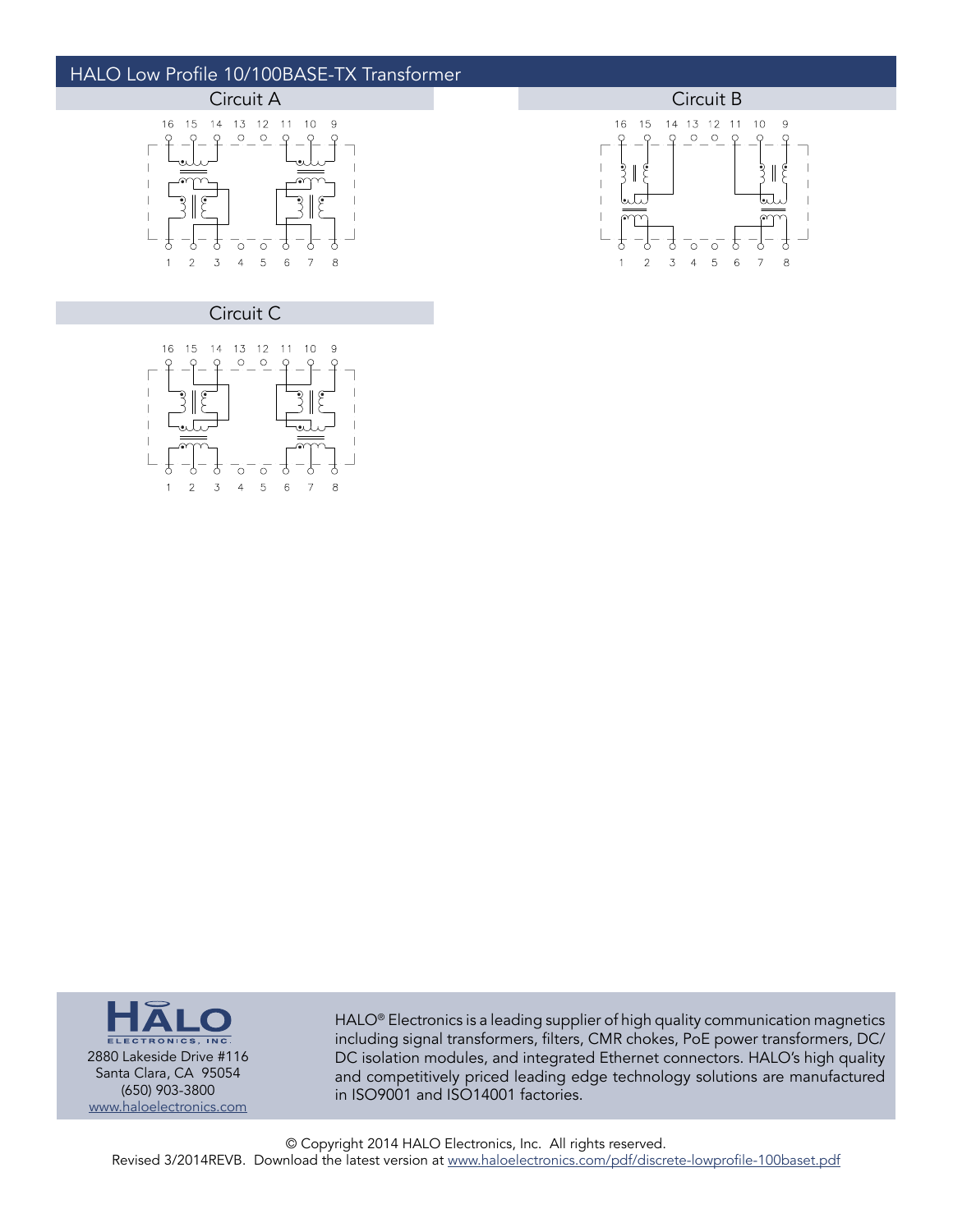## HALO Low Profile 10/100BASE-TX Transformer

### Circuit A

16 15 14 13 12 11 10 9

1 2 3 4 5 6 7 8

### Circuit B

16 15 14 13 12 11 10 9

1 2 3 4 5 6 7 8

### Circuit C

16 15 14 13 12 11 10 9

1 2 3 4 5 6 7 8

HALO ELECTRONICS, INC.
2880 Lakeside Drive #116
Santa Clara, CA 95054
(650) 903-3800
www.haloelectronics.com

HALO® Electronics is a leading supplier of high quality communication magnetics including signal transformers, filters, CMR chokes, PoE power transformers, DC/DC isolation modules, and integrated Ethernet connectors. HALO's high quality and competitively priced leading edge technology solutions are manufactured in ISO9001 and ISO14001 factories.

© Copyright 2014 HALO Electronics, Inc. All rights reserved.
Revised 3/2014REVB. Download the latest version at www.haloelectronics.com/pdf/discrete-lowprofile-100baset.pdf